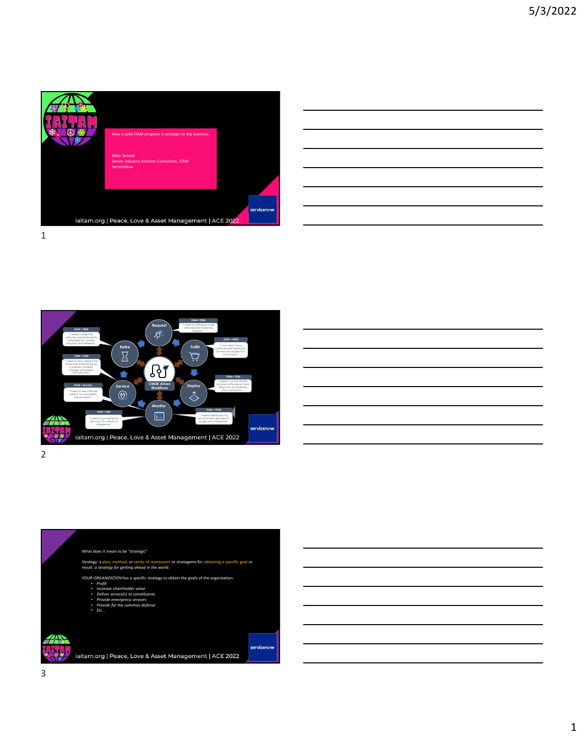How a solid ITAM program is strategic to the business

Mike Temple
Senior Advisory Solution Consultant, ITAM
ServiceNow

iaitam.org | Peace, Love & Asset Management | ACE 2022

---

ITAM + ITSM: "I need to align EOL software and hardware to rationalize my vendors and plan tech refreshes."

ITAM + ITSM: "I need a catalog to make software and hardware requests."

ITAM + HRSD: "I only need to buy software and hardware for new employees if it's not in stock."

ITAM + ITSM: "I need to auto update the asset impacted during an IT problem, incident, change and predict software costs."

ITAM + ITSM: "I need to automatically provision software or cloud resources, or hardware from stockrooms."

ITAM + SecOps: "I need to see software subject to vulnerability exposure fast."

ITAM + ITOM: "I need visibility into my environment, optimize my usage and mitigate risk."

ITAM + IRM: "I need to be alerted on EOL and CIS controls to mitigate risk."

Request · Fulfill · Deploy · Monitor · Service · Retire · CMDB driven Workflows

iaitam.org | Peace, Love & Asset Management | ACE 2022

---

What does it mean to be "strategic"

Strategy: a plan, method, or series of maneuvers or stratagems for obtaining a specific goal or result: *a strategy for getting ahead in the world.*

*YOUR ORGANIZATION* has a specific strategy to obtain the goals of the organization:

- *Profit*
- *Increase shareholder value*
- *Deliver service(s) to constituents*
- *Provide emergency services*
- *Provide for the common defense*
- *Etc…*

iaitam.org | Peace, Love & Asset Management | ACE 2022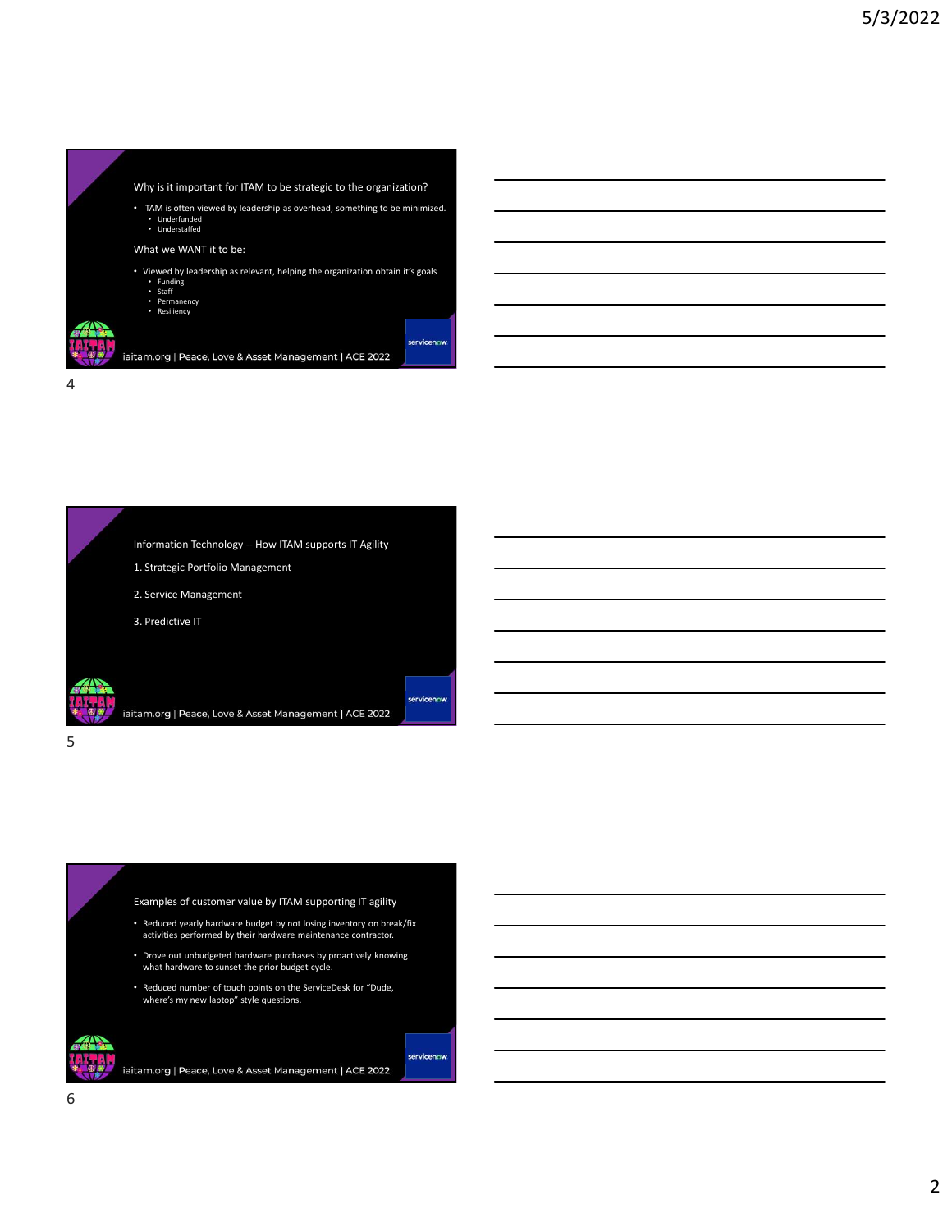## Why is it important for ITAM to be strategic to the organization?

- ITAM is often viewed by leadership as overhead, something to be minimized.
  - Underfunded
  - Understaffed

### What we WANT it to be:

- Viewed by leadership as relevant, helping the organization obtain it's goals
  - Funding
  - Staff
  - Permanency
  - Resiliency

iaitam.org | Peace, Love & Asset Management | ACE 2022

servicenow

## Information Technology -- How ITAM supports IT Agility

1. Strategic Portfolio Management
2. Service Management
3. Predictive IT

iaitam.org | Peace, Love & Asset Management | ACE 2022

servicenow

## Examples of customer value by ITAM supporting IT agility

- Reduced yearly hardware budget by not losing inventory on break/fix activities performed by their hardware maintenance contractor.
- Drove out unbudgeted hardware purchases by proactively knowing what hardware to sunset the prior budget cycle.
- Reduced number of touch points on the ServiceDesk for "Dude, where's my new laptop" style questions.

iaitam.org | Peace, Love & Asset Management | ACE 2022

servicenow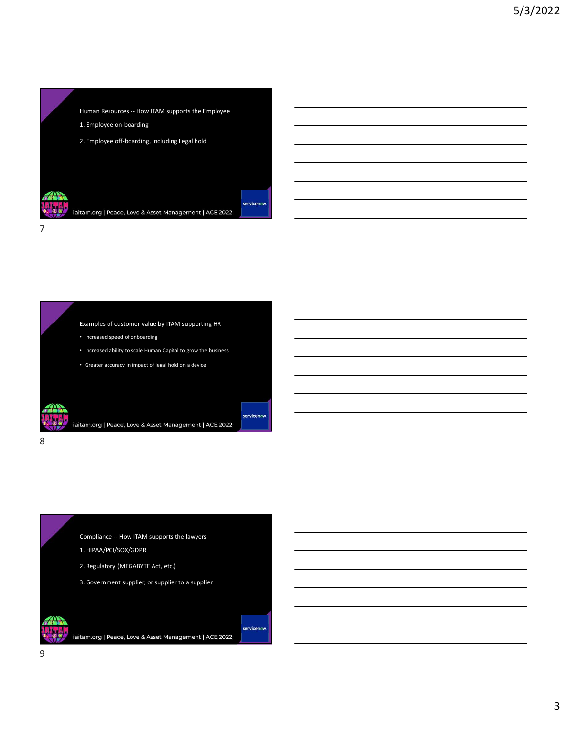Human Resources -- How ITAM supports the Employee

1. Employee on-boarding
2. Employee off-boarding, including Legal hold

iaitam.org | Peace, Love & Asset Management | ACE 2022

Examples of customer value by ITAM supporting HR

- Increased speed of onboarding
- Increased ability to scale Human Capital to grow the business
- Greater accuracy in impact of legal hold on a device

iaitam.org | Peace, Love & Asset Management | ACE 2022

Compliance -- How ITAM supports the lawyers

1. HIPAA/PCI/SOX/GDPR
2. Regulatory (MEGABYTE Act, etc.)
3. Government supplier, or supplier to a supplier

iaitam.org | Peace, Love & Asset Management | ACE 2022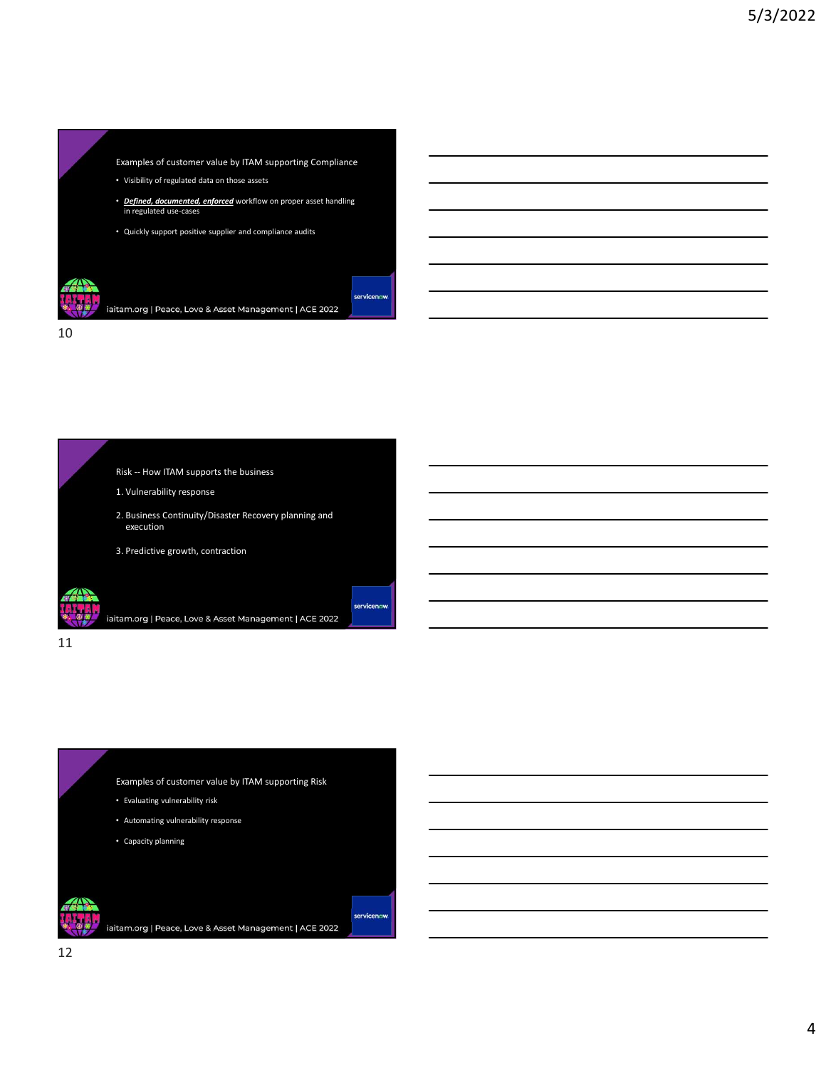## Examples of customer value by ITAM supporting Compliance

- Visibility of regulated data on those assets
- ***Defined, documented, enforced*** workflow on proper asset handling in regulated use-cases
- Quickly support positive supplier and compliance audits

iaitam.org | Peace, Love & Asset Management | ACE 2022

10

## Risk -- How ITAM supports the business

1. Vulnerability response
2. Business Continuity/Disaster Recovery planning and execution
3. Predictive growth, contraction

iaitam.org | Peace, Love & Asset Management | ACE 2022

11

## Examples of customer value by ITAM supporting Risk

- Evaluating vulnerability risk
- Automating vulnerability response
- Capacity planning

iaitam.org | Peace, Love & Asset Management | ACE 2022

12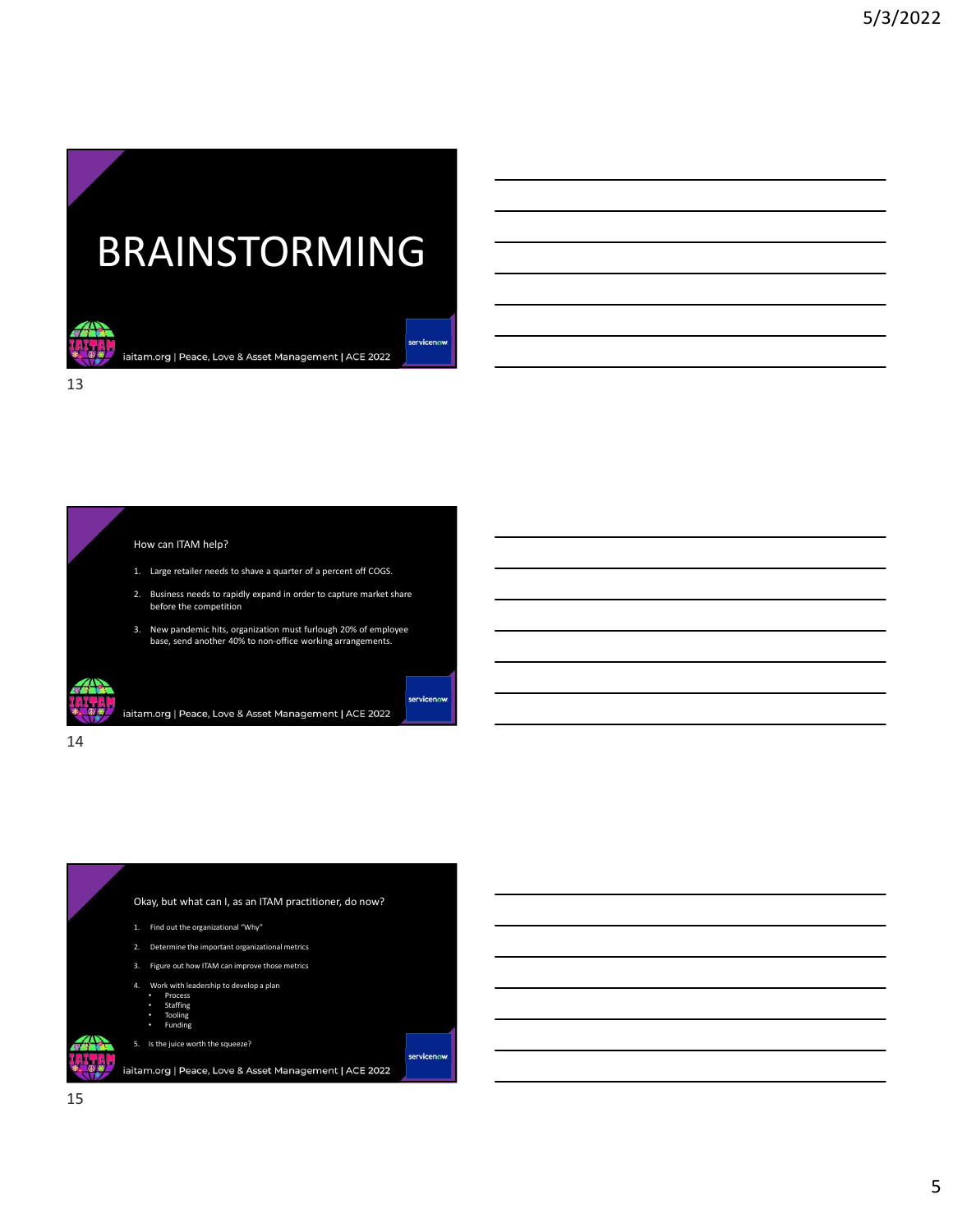# BRAINSTORMING

iaitam.org | Peace, Love & Asset Management | ACE 2022

How can ITAM help?

1. Large retailer needs to shave a quarter of a percent off COGS.
2. Business needs to rapidly expand in order to capture market share before the competition
3. New pandemic hits, organization must furlough 20% of employee base, send another 40% to non-office working arrangements.

iaitam.org | Peace, Love & Asset Management | ACE 2022

Okay, but what can I, as an ITAM practitioner, do now?

1. Find out the organizational "Why"
2. Determine the important organizational metrics
3. Figure out how ITAM can improve those metrics
4. Work with leadership to develop a plan
   - Process
   - Staffing
   - Tooling
   - Funding
5. Is the juice worth the squeeze?

iaitam.org | Peace, Love & Asset Management | ACE 2022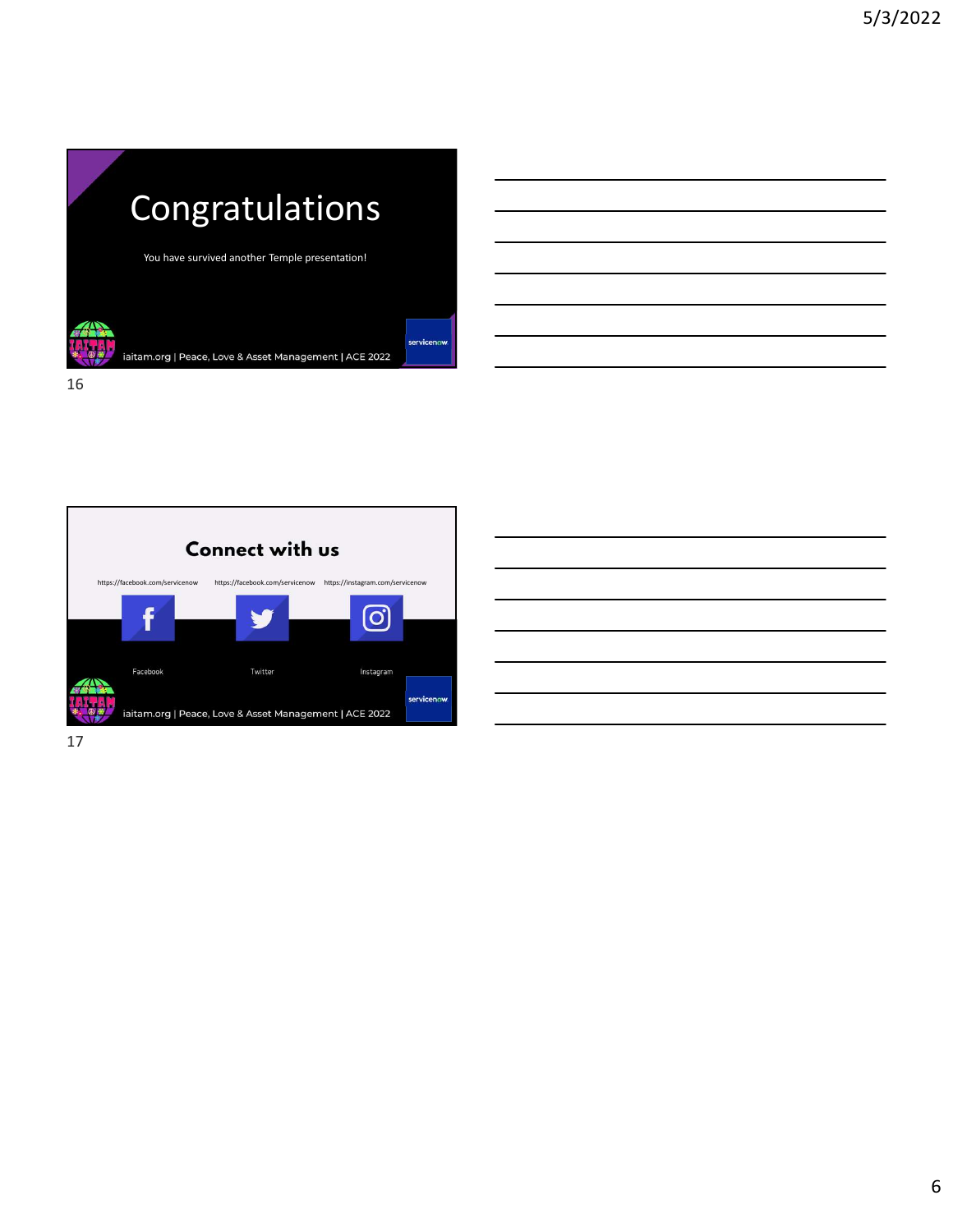# Congratulations

You have survived another Temple presentation!

iaitam.org | Peace, Love & Asset Management | ACE 2022

servicenow

## Connect with us

https://facebook.com/servicenow https://facebook.com/servicenow https://instagram.com/servicenow

Facebook Twitter Instagram

iaitam.org | Peace, Love & Asset Management | ACE 2022

servicenow